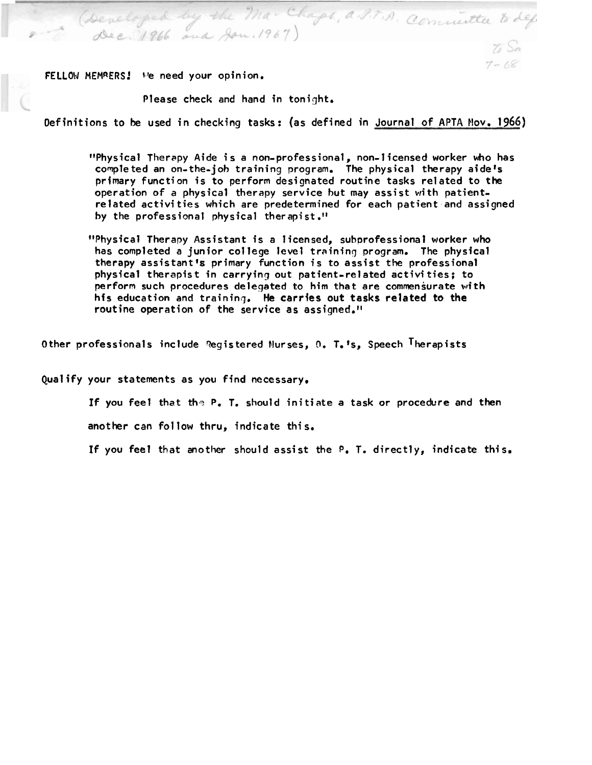(Developed by the Ma- Chapt, A.P.T.A. Committee to def Dec. 1966 and Jan. 1967)

To Sa 7-68

FELLOW MEMBERS! We need your opinion.

Please check and hand in tonight.

Definitions to be used in checking tasks: (as defined in Journal of APTA Nov. 1966)

"Physical Therapy Aide is a non-professional, non-licensed worker who has completed an on-the-job training program. The physical therapy aide's primary function is to perform designated routine tasks related to the operation of a physical therapy service but may assist with patient-related activities which are predetermined for each patient and assigned by the professional physical therapist."

"Physical Therapy Assistant is a licensed, subprofessional worker who has completed a junior college level training program. The physical therapy assistant's primary function is to assist the professional physical therapist in carrying out patient-related activities; to perform such procedures delegated to him that are commensurate with his education and training. He carries out tasks related to the routine operation of the service as assigned."

Other professionals include Registered Nurses, O. T.'s, Speech Therapists

Qualify your statements as you find necessary.

If you feel that the P. T. should initiate a task or procedure and then another can follow thru, indicate this.

If you feel that another should assist the P. T. directly, indicate this.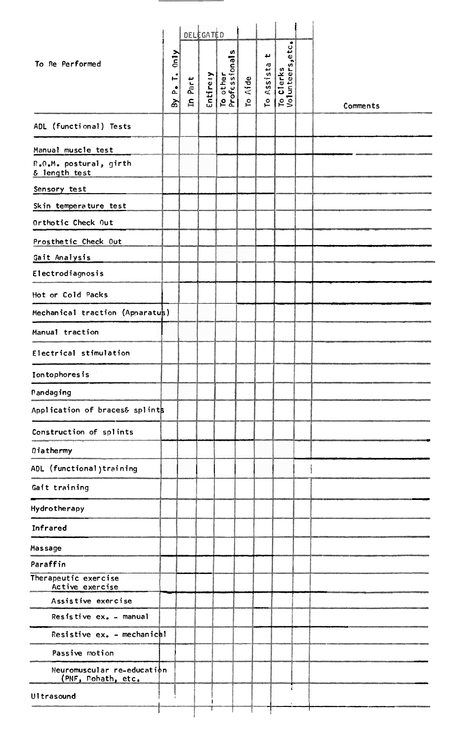| To Be Performed | By P. T. Only | DELEGATED In Part | Entirely | To other Professionals | To Aide | To Assistant | To Clerks Volunteers, etc. | | Comments |
|---|---|---|---|---|---|---|---|---|---|
| ADL (functional) Tests | | | | | | | | | |
| Manual muscle test | | | | | | | | | |
| R.O.M. postural, girth & length test | | | | | | | | | |
| Sensory test | | | | | | | | | |
| Skin temperature test | | | | | | | | | |
| Orthotic Check Out | | | | | | | | | |
| Prosthetic Check Out | | | | | | | | | |
| Gait Analysis | | | | | | | | | |
| Electrodiagnosis | | | | | | | | | |
| Hot or Cold Packs | | | | | | | | | |
| Mechanical traction (Apparatus) | | | | | | | | | |
| Manual traction | | | | | | | | | |
| Electrical stimulation | | | | | | | | | |
| Iontophoresis | | | | | | | | | |
| Bandaging | | | | | | | | | |
| Application of braces & splints | | | | | | | | | |
| Construction of splints | | | | | | | | | |
| Diathermy | | | | | | | | | |
| ADL (functional) training | | | | | | | | | |
| Gait training | | | | | | | | | |
| Hydrotherapy | | | | | | | | | |
| Infrared | | | | | | | | | |
| Massage | | | | | | | | | |
| Paraffin | | | | | | | | | |
| Therapeutic exercise Active exercise | | | | | | | | | |
| Assistive exercise | | | | | | | | | |
| Resistive ex. - manual | | | | | | | | | |
| Resistive ex. - mechanical | | | | | | | | | |
| Passive motion | | | | | | | | | |
| Neuromuscular re-education (PNF, Bobath, etc. | | | | | | | | | |
| Ultrasound | | | | | | | | | |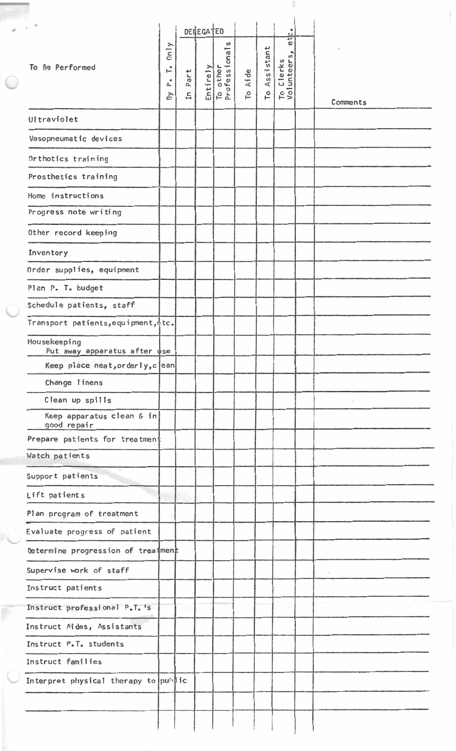| To Be Performed | By P. T. Only | DELEGATED In Part | Entirely | To other Professionals | To Aide | To Assistant | To Clerks Volunteers, etc. | | Comments |
|---|---|---|---|---|---|---|---|---|---|
| Ultraviolet | | | | | | | | | |
| Vasopneumatic devices | | | | | | | | | |
| Orthotics training | | | | | | | | | |
| Prosthetics training | | | | | | | | | |
| Home instructions | | | | | | | | | |
| Progress note writing | | | | | | | | | |
| Other record keeping | | | | | | | | | |
| Inventory | | | | | | | | | |
| Order supplies, equipment | | | | | | | | | |
| Plan P. T. budget | | | | | | | | | |
| Schedule patients, staff | | | | | | | | | |
| Transport patients, equipment, etc. | | | | | | | | | |
| Housekeeping<br>Put away apparatus after use | | | | | | | | | |
| Keep place neat, orderly, clean | | | | | | | | | |
| Change linens | | | | | | | | | |
| Clean up spills | | | | | | | | | |
| Keep apparatus clean & in good repair | | | | | | | | | |
| Prepare patients for treatment | | | | | | | | | |
| Watch patients | | | | | | | | | |
| Support patients | | | | | | | | | |
| Lift patients | | | | | | | | | |
| Plan program of treatment | | | | | | | | | |
| Evaluate progress of patient | | | | | | | | | |
| Determine progression of treatment | | | | | | | | | |
| Supervise work of staff | | | | | | | | | |
| Instruct patients | | | | | | | | | |
| Instruct professional P.T.'s | | | | | | | | | |
| Instruct Aides, Assistants | | | | | | | | | |
| Instruct P.T. students | | | | | | | | | |
| Instruct families | | | | | | | | | |
| Interpret physical therapy to public | | | | | | | | | |
| | | | | | | | | | |
| | | | | | | | | | |